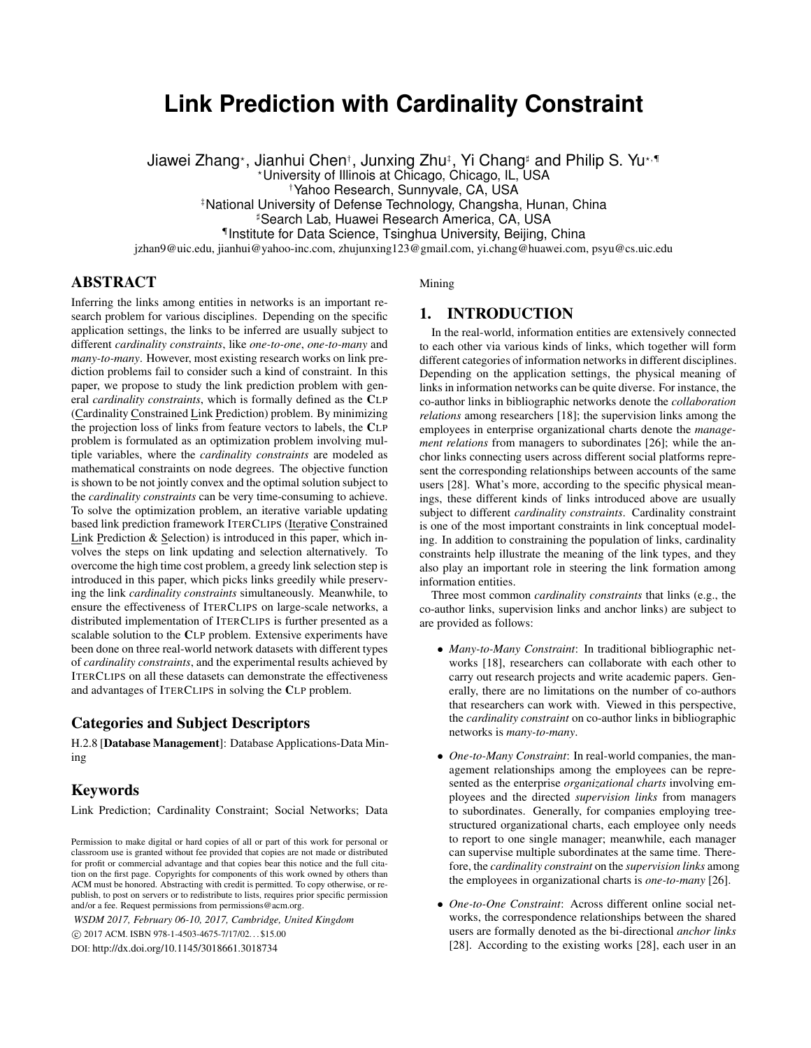# Link Prediction with Cardinality Constraint

Jiawei Zhang[⋆], Jianhui Chen[†], Junxing Zhu[‡], Yi Chang[♯] and Philip S. Yu[⋆,¶]

[⋆]University of Illinois at Chicago, Chicago, IL, USA
[†]Yahoo Research, Sunnyvale, CA, USA
[‡]National University of Defense Technology, Changsha, Hunan, China
[♯]Search Lab, Huawei Research America, CA, USA
[¶]Institute for Data Science, Tsinghua University, Beijing, China

jzhan9@uic.edu, jianhui@yahoo-inc.com, zhujunxing123@gmail.com, yi.chang@huawei.com, psyu@cs.uic.edu

## ABSTRACT

Inferring the links among entities in networks is an important research problem for various disciplines. Depending on the specific application settings, the links to be inferred are usually subject to different *cardinality constraints*, like *one-to-one*, *one-to-many* and *many-to-many*. However, most existing research works on link prediction problems fail to consider such a kind of constraint. In this paper, we propose to study the link prediction problem with general *cardinality constraints*, which is formally defined as the **C**LP (Cardinality Constrained Link Prediction) problem. By minimizing the projection loss of links from feature vectors to labels, the **C**LP problem is formulated as an optimization problem involving multiple variables, where the *cardinality constraints* are modeled as mathematical constraints on node degrees. The objective function is shown to be not jointly convex and the optimal solution subject to the *cardinality constraints* can be very time-consuming to achieve. To solve the optimization problem, an iterative variable updating based link prediction framework ITERCLIPS (Iterative Constrained Link Prediction & Selection) is introduced in this paper, which involves the steps on link updating and selection alternatively. To overcome the high time cost problem, a greedy link selection step is introduced in this paper, which picks links greedily while preserving the link *cardinality constraints* simultaneously. Meanwhile, to ensure the effectiveness of ITERCLIPS on large-scale networks, a distributed implementation of ITERCLIPS is further presented as a scalable solution to the **C**LP problem. Extensive experiments have been done on three real-world network datasets with different types of *cardinality constraints*, and the experimental results achieved by ITERCLIPS on all these datasets can demonstrate the effectiveness and advantages of ITERCLIPS in solving the **C**LP problem.

## Categories and Subject Descriptors

H.2.8 [**Database Management**]: Database Applications-Data Mining

## Keywords

Link Prediction; Cardinality Constraint; Social Networks; Data Mining

Permission to make digital or hard copies of all or part of this work for personal or classroom use is granted without fee provided that copies are not made or distributed for profit or commercial advantage and that copies bear this notice and the full citation on the first page. Copyrights for components of this work owned by others than ACM must be honored. Abstracting with credit is permitted. To copy otherwise, or republish, to post on servers or to redistribute to lists, requires prior specific permission and/or a fee. Request permissions from permissions@acm.org.

*WSDM 2017, February 06-10, 2017, Cambridge, United Kingdom*
© 2017 ACM. ISBN 978-1-4503-4675-7/17/02... $15.00
DOI: http://dx.doi.org/10.1145/3018661.3018734

## 1. INTRODUCTION

In the real-world, information entities are extensively connected to each other via various kinds of links, which together will form different categories of information networks in different disciplines. Depending on the application settings, the physical meaning of links in information networks can be quite diverse. For instance, the co-author links in bibliographic networks denote the *collaboration relations* among researchers [18]; the supervision links among the employees in enterprise organizational charts denote the *management relations* from managers to subordinates [26]; while the anchor links connecting users across different social platforms represent the corresponding relationships between accounts of the same users [28]. What's more, according to the specific physical meanings, these different kinds of links introduced above are usually subject to different *cardinality constraints*. Cardinality constraint is one of the most important constraints in link conceptual modeling. In addition to constraining the population of links, cardinality constraints help illustrate the meaning of the link types, and they also play an important role in steering the link formation among information entities.

Three most common *cardinality constraints* that links (e.g., the co-author links, supervision links and anchor links) are subject to are provided as follows:

- *Many-to-Many Constraint*: In traditional bibliographic networks [18], researchers can collaborate with each other to carry out research projects and write academic papers. Generally, there are no limitations on the number of co-authors that researchers can work with. Viewed in this perspective, the *cardinality constraint* on co-author links in bibliographic networks is *many-to-many*.
- *One-to-Many Constraint*: In real-world companies, the management relationships among the employees can be represented as the enterprise *organizational charts* involving employees and the directed *supervision links* from managers to subordinates. Generally, for companies employing tree-structured organizational charts, each employee only needs to report to one single manager; meanwhile, each manager can supervise multiple subordinates at the same time. Therefore, the *cardinality constraint* on the *supervision links* among the employees in organizational charts is *one-to-many* [26].
- *One-to-One Constraint*: Across different online social networks, the correspondence relationships between the shared users are formally denoted as the bi-directional *anchor links* [28]. According to the existing works [28], each user in an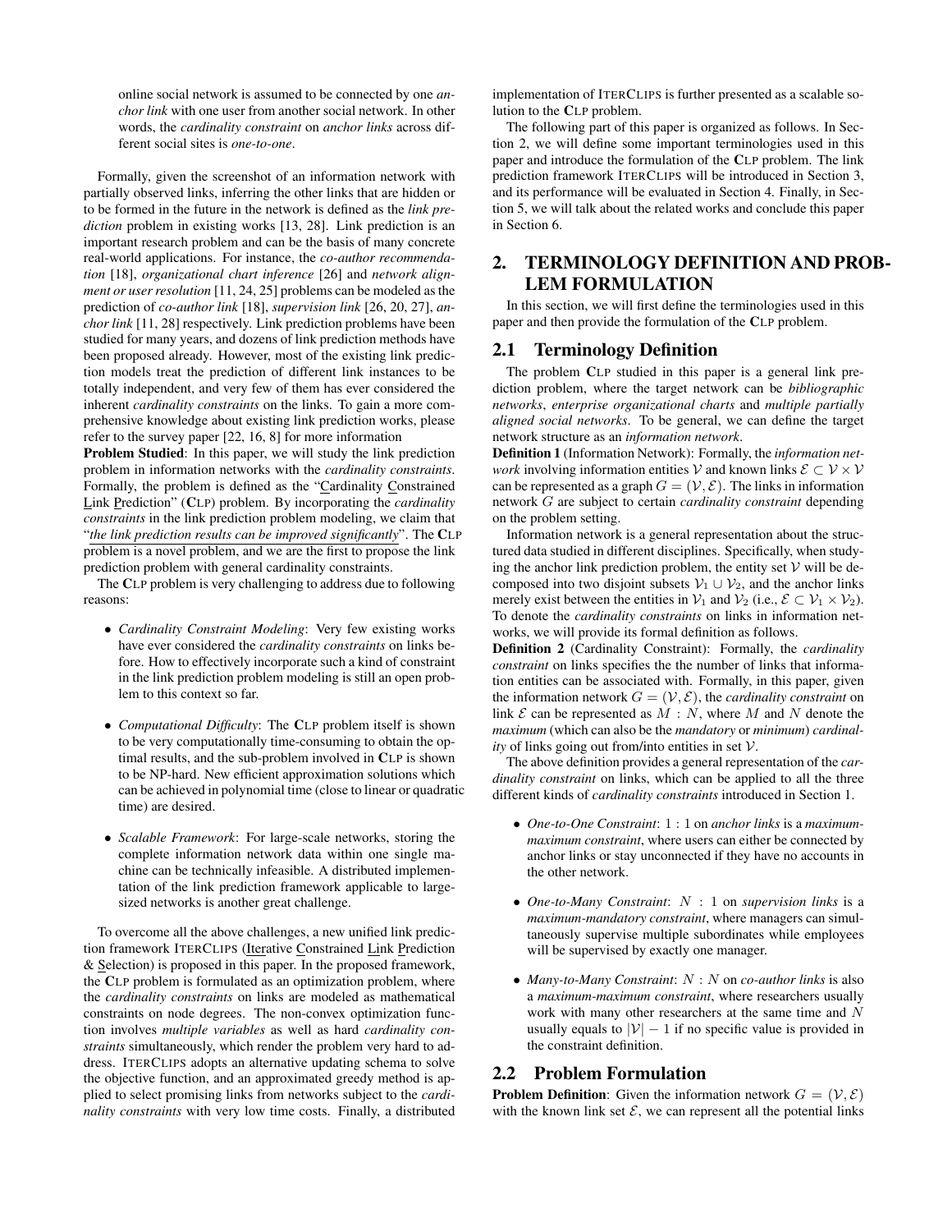online social network is assumed to be connected by one *anchor link* with one user from another social network. In other words, the *cardinality constraint* on *anchor links* across different social sites is *one-to-one*.

Formally, given the screenshot of an information network with partially observed links, inferring the other links that are hidden or to be formed in the future in the network is defined as the *link prediction* problem in existing works [13, 28]. Link prediction is an important research problem and can be the basis of many concrete real-world applications. For instance, the *co-author recommendation* [18], *organizational chart inference* [26] and *network alignment or user resolution* [11, 24, 25] problems can be modeled as the prediction of *co-author link* [18], *supervision link* [26, 20, 27], *anchor link* [11, 28] respectively. Link prediction problems have been studied for many years, and dozens of link prediction methods have been proposed already. However, most of the existing link prediction models treat the prediction of different link instances to be totally independent, and very few of them has ever considered the inherent *cardinality constraints* on the links. To gain a more comprehensive knowledge about existing link prediction works, please refer to the survey paper [22, 16, 8] for more information

**Problem Studied**: In this paper, we will study the link prediction problem in information networks with the *cardinality constraints*. Formally, the problem is defined as the "Cardinality Constrained Link Prediction" (**C**LP) problem. By incorporating the *cardinality constraints* in the link prediction problem modeling, we claim that "*the link prediction results can be improved significantly*". The **C**LP problem is a novel problem, and we are the first to propose the link prediction problem with general cardinality constraints.

The **C**LP problem is very challenging to address due to following reasons:

- *Cardinality Constraint Modeling*: Very few existing works have ever considered the *cardinality constraints* on links before. How to effectively incorporate such a kind of constraint in the link prediction problem modeling is still an open problem to this context so far.
- *Computational Difficulty*: The **C**LP problem itself is shown to be very computationally time-consuming to obtain the optimal results, and the sub-problem involved in **C**LP is shown to be NP-hard. New efficient approximation solutions which can be achieved in polynomial time (close to linear or quadratic time) are desired.
- *Scalable Framework*: For large-scale networks, storing the complete information network data within one single machine can be technically infeasible. A distributed implementation of the link prediction framework applicable to large-sized networks is another great challenge.

To overcome all the above challenges, a new unified link prediction framework ITERCLIPS (Iterative Constrained Link Prediction & Selection) is proposed in this paper. In the proposed framework, the **C**LP problem is formulated as an optimization problem, where the *cardinality constraints* on links are modeled as mathematical constraints on node degrees. The non-convex optimization function involves *multiple variables* as well as hard *cardinality constraints* simultaneously, which render the problem very hard to address. ITERCLIPS adopts an alternative updating schema to solve the objective function, and an approximated greedy method is applied to select promising links from networks subject to the *cardinality constraints* with very low time costs. Finally, a distributed implementation of ITERCLIPS is further presented as a scalable solution to the **C**LP problem.

The following part of this paper is organized as follows. In Section 2, we will define some important terminologies used in this paper and introduce the formulation of the **C**LP problem. The link prediction framework ITERCLIPS will be introduced in Section 3, and its performance will be evaluated in Section 4. Finally, in Section 5, we will talk about the related works and conclude this paper in Section 6.

## 2. TERMINOLOGY DEFINITION AND PROBLEM FORMULATION

In this section, we will first define the terminologies used in this paper and then provide the formulation of the **C**LP problem.

### 2.1 Terminology Definition

The problem **C**LP studied in this paper is a general link prediction problem, where the target network can be *bibliographic networks*, *enterprise organizational charts* and *multiple partially aligned social networks*. To be general, we can define the target network structure as an *information network*.

**Definition 1** (Information Network): Formally, the *information network* involving information entities $\mathcal{V}$ and known links $\mathcal{E} \subset \mathcal{V} \times \mathcal{V}$ can be represented as a graph $G = (\mathcal{V}, \mathcal{E})$. The links in information network $G$ are subject to certain *cardinality constraint* depending on the problem setting.

Information network is a general representation about the structured data studied in different disciplines. Specifically, when studying the anchor link prediction problem, the entity set $\mathcal{V}$ will be decomposed into two disjoint subsets $\mathcal{V}_1 \cup \mathcal{V}_2$, and the anchor links merely exist between the entities in $\mathcal{V}_1$ and $\mathcal{V}_2$ (i.e., $\mathcal{E} \subset \mathcal{V}_1 \times \mathcal{V}_2$). To denote the *cardinality constraints* on links in information networks, we will provide its formal definition as follows.

**Definition 2** (Cardinality Constraint): Formally, the *cardinality constraint* on links specifies the the number of links that information entities can be associated with. Formally, in this paper, given the information network $G = (\mathcal{V}, \mathcal{E})$, the *cardinality constraint* on link $\mathcal{E}$ can be represented as $M : N$, where $M$ and $N$ denote the *maximum* (which can also be the *mandatory* or *minimum*) *cardinality* of links going out from/into entities in set $\mathcal{V}$.

The above definition provides a general representation of the *cardinality constraint* on links, which can be applied to all the three different kinds of *cardinality constraints* introduced in Section 1.

- *One-to-One Constraint*: $1 : 1$ on *anchor links* is a *maximum-maximum constraint*, where users can either be connected by anchor links or stay unconnected if they have no accounts in the other network.
- *One-to-Many Constraint*: $N : 1$ on *supervision links* is a *maximum-mandatory constraint*, where managers can simultaneously supervise multiple subordinates while employees will be supervised by exactly one manager.
- *Many-to-Many Constraint*: $N : N$ on *co-author links* is also a *maximum-maximum constraint*, where researchers usually work with many other researchers at the same time and $N$ usually equals to $|\mathcal{V}| - 1$ if no specific value is provided in the constraint definition.

### 2.2 Problem Formulation

**Problem Definition**: Given the information network $G = (\mathcal{V}, \mathcal{E})$ with the known link set $\mathcal{E}$, we can represent all the potential links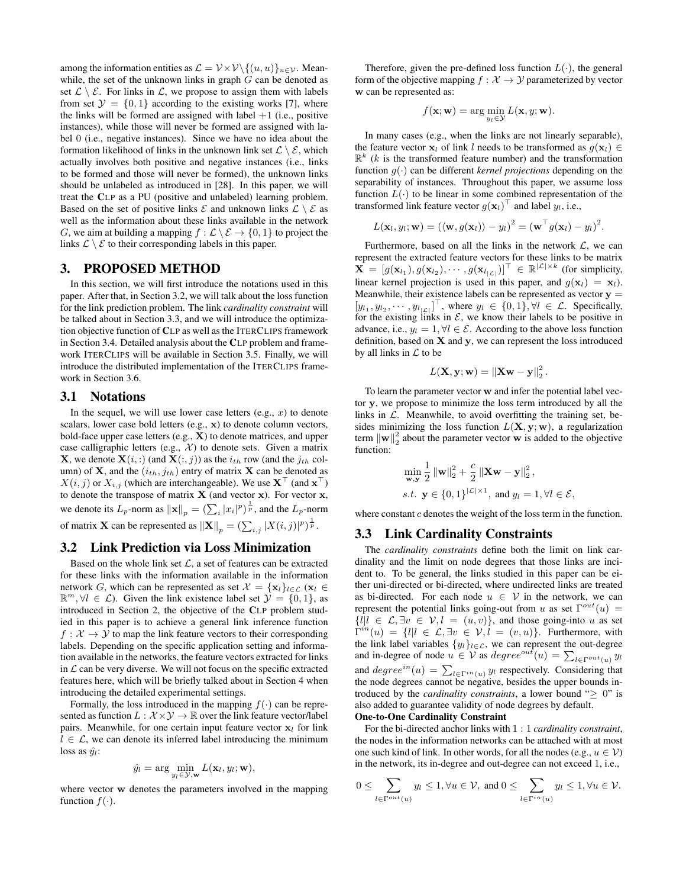among the information entities as $\mathcal{L} = \mathcal{V} \times \mathcal{V} \setminus \{(u,u)\}_{u \in \mathcal{V}}$. Meanwhile, the set of the unknown links in graph $G$ can be denoted as set $\mathcal{L} \setminus \mathcal{E}$. For links in $\mathcal{L}$, we propose to assign them with labels from set $\mathcal{Y} = \{0, 1\}$ according to the existing works [7], where the links will be formed are assigned with label $+1$ (i.e., positive instances), while those will never be formed are assigned with label 0 (i.e., negative instances). Since we have no idea about the formation likelihood of links in the unknown link set $\mathcal{L} \setminus \mathcal{E}$, which actually involves both positive and negative instances (i.e., links to be formed and those will never be formed), the unknown links should be unlabeled as introduced in [28]. In this paper, we will treat the **C**LP as a PU (positive and unlabeled) learning problem. Based on the set of positive links $\mathcal{E}$ and unknown links $\mathcal{L} \setminus \mathcal{E}$ as well as the information about these links available in the network $G$, we aim at building a mapping $f : \mathcal{L} \setminus \mathcal{E} \to \{0, 1\}$ to project the links $\mathcal{L} \setminus \mathcal{E}$ to their corresponding labels in this paper.

# 3. PROPOSED METHOD

In this section, we will first introduce the notations used in this paper. After that, in Section 3.2, we will talk about the loss function for the link prediction problem. The link *cardinality constraint* will be talked about in Section 3.3, and we will introduce the optimization objective function of **C**LP as well as the ITERCLIPS framework in Section 3.4. Detailed analysis about the **C**LP problem and framework ITERCLIPS will be available in Section 3.5. Finally, we will introduce the distributed implementation of the ITERCLIPS framework in Section 3.6.

## 3.1 Notations

In the sequel, we will use lower case letters (e.g., $x$) to denote scalars, lower case bold letters (e.g., $\mathbf{x}$) to denote column vectors, bold-face upper case letters (e.g., $\mathbf{X}$) to denote matrices, and upper case calligraphic letters (e.g., $\mathcal{X}$) to denote sets. Given a matrix $\mathbf{X}$, we denote $\mathbf{X}(i,:)$ (and $\mathbf{X}(:,j)$) as the $i_{th}$ row (and the $j_{th}$ column) of $\mathbf{X}$, and the $(i_{th}, j_{th})$ entry of matrix $\mathbf{X}$ can be denoted as $X(i,j)$ or $X_{i,j}$ (which are interchangeable). We use $\mathbf{X}^\top$ (and $\mathbf{x}^\top$) to denote the transpose of matrix $\mathbf{X}$ (and vector $\mathbf{x}$). For vector $\mathbf{x}$, we denote its $L_p$-norm as $\|\mathbf{x}\|_p = (\sum_i |x_i|^p)^{\frac{1}{p}}$, and the $L_p$-norm of matrix $\mathbf{X}$ can be represented as $\|\mathbf{X}\|_p = (\sum_{i,j} |X(i,j)|^p)^{\frac{1}{p}}$.

## 3.2 Link Prediction via Loss Minimization

Based on the whole link set $\mathcal{L}$, a set of features can be extracted for these links with the information available in the information network $G$, which can be represented as set $\mathcal{X} = \{\mathbf{x}_l\}_{l \in \mathcal{L}}$ ($\mathbf{x}_l \in \mathbb{R}^m, \forall l \in \mathcal{L}$). Given the link existence label set $\mathcal{Y} = \{0, 1\}$, as introduced in Section 2, the objective of the **C**LP problem studied in this paper is to achieve a general link inference function $f : \mathcal{X} \to \mathcal{Y}$ to map the link feature vectors to their corresponding labels. Depending on the specific application setting and information available in the networks, the feature vectors extracted for links in $\mathcal{L}$ can be very diverse. We will not focus on the specific extracted features here, which will be briefly talked about in Section 4 when introducing the detailed experimental settings.

Formally, the loss introduced in the mapping $f(\cdot)$ can be represented as function $L : \mathcal{X} \times \mathcal{Y} \to \mathbb{R}$ over the link feature vector/label pairs. Meanwhile, for one certain input feature vector $\mathbf{x}_l$ for link $l \in \mathcal{L}$, we can denote its inferred label introducing the minimum loss as $\hat{y}_l$:

$$\hat{y}_l = \arg \min_{y_l \in \mathcal{Y}, \mathbf{w}} L(\mathbf{x}_l, y_l; \mathbf{w}),$$

where vector $\mathbf{w}$ denotes the parameters involved in the mapping function $f(\cdot)$.

Therefore, given the pre-defined loss function $L(\cdot)$, the general form of the objective mapping $f : \mathcal{X} \to \mathcal{Y}$ parameterized by vector $\mathbf{w}$ can be represented as:

$$f(\mathbf{x}; \mathbf{w}) = \arg \min_{y_l \in \mathcal{Y}} L(\mathbf{x}, y; \mathbf{w}).$$

In many cases (e.g., when the links are not linearly separable), the feature vector $\mathbf{x}_l$ of link $l$ needs to be transformed as $g(\mathbf{x}_l) \in \mathbb{R}^k$ ($k$ is the transformed feature number) and the transformation function $g(\cdot)$ can be different *kernel projections* depending on the separability of instances. Throughout this paper, we assume loss function $L(\cdot)$ to be linear in some combined representation of the transformed link feature vector $g(\mathbf{x}_l)^\top$ and label $y_l$, i.e.,

$$L(\mathbf{x}_l, y_l; \mathbf{w}) = (\langle \mathbf{w}, g(\mathbf{x}_l) \rangle - y_l)^2 = (\mathbf{w}^\top g(\mathbf{x}_l) - y_l)^2.$$

Furthermore, based on all the links in the network $\mathcal{L}$, we can represent the extracted feature vectors for these links to be matrix $\mathbf{X} = [g(\mathbf{x}_{l_1}), g(\mathbf{x}_{l_2}), \cdots, g(\mathbf{x}_{l_{|\mathcal{L}|}})]^\top \in \mathbb{R}^{|\mathcal{L}| \times k}$ (for simplicity, linear kernel projection is used in this paper, and $g(\mathbf{x}_l) = \mathbf{x}_l$). Meanwhile, their existence labels can be represented as vector $\mathbf{y} = [y_{l_1}, y_{l_2}, \cdots, y_{l_{|\mathcal{L}|}}]^\top$, where $y_l \in \{0, 1\}, \forall l \in \mathcal{L}$. Specifically, for the existing links in $\mathcal{E}$, we know their labels to be positive in advance, i.e., $y_l = 1, \forall l \in \mathcal{E}$. According to the above loss function definition, based on $\mathbf{X}$ and $\mathbf{y}$, we can represent the loss introduced by all links in $\mathcal{L}$ to be

$$L(\mathbf{X}, \mathbf{y}; \mathbf{w}) = \|\mathbf{X}\mathbf{w} - \mathbf{y}\|_2^2.$$

To learn the parameter vector $\mathbf{w}$ and infer the potential label vector $\mathbf{y}$, we propose to minimize the loss term introduced by all the links in $\mathcal{L}$. Meanwhile, to avoid overfitting the training set, besides minimizing the loss function $L(\mathbf{X}, \mathbf{y}; \mathbf{w})$, a regularization term $\|\mathbf{w}\|_2^2$ about the parameter vector $\mathbf{w}$ is added to the objective function:

$$\min_{\mathbf{w}, \mathbf{y}} \frac{1}{2} \|\mathbf{w}\|_2^2 + \frac{c}{2} \|\mathbf{X}\mathbf{w} - \mathbf{y}\|_2^2,$$
$$s.t. \;\; \mathbf{y} \in \{0, 1\}^{|\mathcal{L}| \times 1}, \text{ and } y_l = 1, \forall l \in \mathcal{E},$$

where constant $c$ denotes the weight of the loss term in the function.

## 3.3 Link Cardinality Constraints

The *cardinality constraints* define both the limit on link cardinality and the limit on node degrees that those links are incident to. To be general, the links studied in this paper can be either uni-directed or bi-directed, where undirected links are treated as bi-directed. For each node $u \in \mathcal{V}$ in the network, we can represent the potential links going-out from $u$ as set $\Gamma^{out}(u) = \{l | l \in \mathcal{L}, \exists v \in \mathcal{V}, l = (u, v)\}$, and those going-into $u$ as set $\Gamma^{in}(u) = \{l | l \in \mathcal{L}, \exists v \in \mathcal{V}, l = (v, u)\}$. Furthermore, with the link label variables $\{y_l\}_{l \in \mathcal{L}}$, we can represent the out-degree and in-degree of node $u \in \mathcal{V}$ as $degree^{out}(u) = \sum_{l \in \Gamma^{out}(u)} y_l$ and $degree^{in}(u) = \sum_{l \in \Gamma^{in}(u)} y_l$ respectively. Considering that the node degrees cannot be negative, besides the upper bounds introduced by the *cardinality constraints*, a lower bound "$\geq 0$" is also added to guarantee validity of node degrees by default.

**One-to-One Cardinality Constraint**

For the bi-directed anchor links with $1:1$ *cardinality constraint*, the nodes in the information networks can be attached with at most one such kind of link. In other words, for all the nodes (e.g., $u \in \mathcal{V}$) in the network, its in-degree and out-degree can not exceed 1, i.e.,

$$0 \leq \sum_{l \in \Gamma^{out}(u)} y_l \leq 1, \forall u \in \mathcal{V}, \text{ and } 0 \leq \sum_{l \in \Gamma^{in}(u)} y_l \leq 1, \forall u \in \mathcal{V}.$$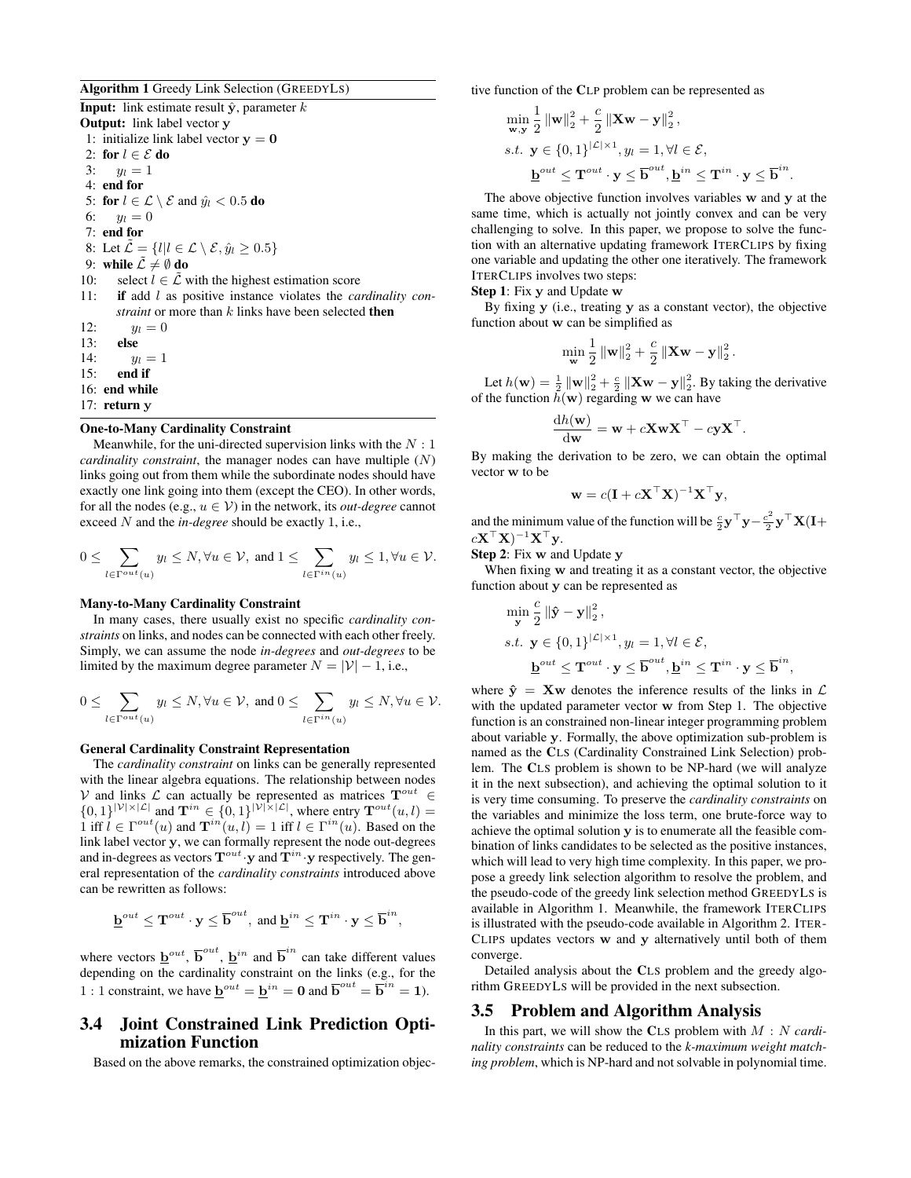**Algorithm 1** Greedy Link Selection (GREEDYLS)

**Input:** link estimate result $\hat{\mathbf{y}}$, parameter $k$
**Output:** link label vector $\mathbf{y}$

```
1: initialize link label vector y = 0
2: for l ∈ E do
3:     y_l = 1
4: end for
5: for l ∈ L \ E and ŷ_l < 0.5 do
6:     y_l = 0
7: end for
8: Let L̃ = {l | l ∈ L \ E, ŷ_l ≥ 0.5}
9: while L̃ ≠ ∅ do
10:    select l ∈ L̃ with the highest estimation score
11:    if add l as positive instance violates the cardinality constraint or more than k links have been selected then
12:        y_l = 0
13:    else
14:        y_l = 1
15:    end if
16: end while
17: return y
```

**One-to-Many Cardinality Constraint**

Meanwhile, for the uni-directed supervision links with the $N : 1$ *cardinality constraint*, the manager nodes can have multiple ($N$) links going out from them while the subordinate nodes should have exactly one link going into them (except the CEO). In other words, for all the nodes (e.g., $u \in \mathcal{V}$) in the network, its *out-degree* cannot exceed $N$ and the *in-degree* should be exactly 1, i.e.,

$$0 \leq \sum_{l \in \Gamma^{out}(u)} y_l \leq N, \forall u \in \mathcal{V}, \text{ and } 1 \leq \sum_{l \in \Gamma^{in}(u)} y_l \leq 1, \forall u \in \mathcal{V}.$$

**Many-to-Many Cardinality Constraint**

In many cases, there usually exist no specific *cardinality constraints* on links, and nodes can be connected with each other freely. Simply, we can assume the node *in-degrees* and *out-degrees* to be limited by the maximum degree parameter $N = |\mathcal{V}| - 1$, i.e.,

$$0 \leq \sum_{l \in \Gamma^{out}(u)} y_l \leq N, \forall u \in \mathcal{V}, \text{ and } 0 \leq \sum_{l \in \Gamma^{in}(u)} y_l \leq N, \forall u \in \mathcal{V}.$$

**General Cardinality Constraint Representation**

The *cardinality constraint* on links can be generally represented with the linear algebra equations. The relationship between nodes $\mathcal{V}$ and links $\mathcal{L}$ can actually be represented as matrices $\mathbf{T}^{out} \in \{0,1\}^{|\mathcal{V}| \times |\mathcal{L}|}$ and $\mathbf{T}^{in} \in \{0,1\}^{|\mathcal{V}| \times |\mathcal{L}|}$, where entry $\mathbf{T}^{out}(u,l) = 1$ iff $l \in \Gamma^{out}(u)$ and $\mathbf{T}^{in}(u,l) = 1$ iff $l \in \Gamma^{in}(u)$. Based on the link label vector $\mathbf{y}$, we can formally represent the node out-degrees and in-degrees as vectors $\mathbf{T}^{out} \cdot \mathbf{y}$ and $\mathbf{T}^{in} \cdot \mathbf{y}$ respectively. The general representation of the *cardinality constraints* introduced above can be rewritten as follows:

$$\underline{\mathbf{b}}^{out} \leq \mathbf{T}^{out} \cdot \mathbf{y} \leq \overline{\mathbf{b}}^{out}, \text{ and } \underline{\mathbf{b}}^{in} \leq \mathbf{T}^{in} \cdot \mathbf{y} \leq \overline{\mathbf{b}}^{in},$$

where vectors $\underline{\mathbf{b}}^{out}$, $\overline{\mathbf{b}}^{out}$, $\underline{\mathbf{b}}^{in}$ and $\overline{\mathbf{b}}^{in}$ can take different values depending on the cardinality constraint on the links (e.g., for the $1 : 1$ constraint, we have $\underline{\mathbf{b}}^{out} = \underline{\mathbf{b}}^{in} = \mathbf{0}$ and $\overline{\mathbf{b}}^{out} = \overline{\mathbf{b}}^{in} = \mathbf{1}$).

## 3.4 Joint Constrained Link Prediction Optimization Function

Based on the above remarks, the constrained optimization objective function of the CLP problem can be represented as

$$\begin{aligned}
&\min_{\mathbf{w},\mathbf{y}} \frac{1}{2} \|\mathbf{w}\|_2^2 + \frac{c}{2} \|\mathbf{X}\mathbf{w} - \mathbf{y}\|_2^2, \\
&s.t.\ \mathbf{y} \in \{0,1\}^{|\mathcal{L}| \times 1}, y_l = 1, \forall l \in \mathcal{E}, \\
&\qquad \underline{\mathbf{b}}^{out} \leq \mathbf{T}^{out} \cdot \mathbf{y} \leq \overline{\mathbf{b}}^{out}, \underline{\mathbf{b}}^{in} \leq \mathbf{T}^{in} \cdot \mathbf{y} \leq \overline{\mathbf{b}}^{in}.
\end{aligned}$$

The above objective function involves variables $\mathbf{w}$ and $\mathbf{y}$ at the same time, which is actually not jointly convex and can be very challenging to solve. In this paper, we propose to solve the function with an alternative updating framework ITERCLIPS by fixing one variable and updating the other one iteratively. The framework ITERCLIPS involves two steps:

**Step 1**: Fix $\mathbf{y}$ and Update $\mathbf{w}$

By fixing $\mathbf{y}$ (i.e., treating $\mathbf{y}$ as a constant vector), the objective function about $\mathbf{w}$ can be simplified as

$$\min_{\mathbf{w}} \frac{1}{2} \|\mathbf{w}\|_2^2 + \frac{c}{2} \|\mathbf{X}\mathbf{w} - \mathbf{y}\|_2^2.$$

Let $h(\mathbf{w}) = \frac{1}{2} \|\mathbf{w}\|_2^2 + \frac{c}{2} \|\mathbf{X}\mathbf{w} - \mathbf{y}\|_2^2$. By taking the derivative of the function $h(\mathbf{w})$ regarding $\mathbf{w}$ we can have

$$\frac{\mathrm{d}h(\mathbf{w})}{\mathrm{d}\mathbf{w}} = \mathbf{w} + c\mathbf{X}\mathbf{w}\mathbf{X}^\top - c\mathbf{y}\mathbf{X}^\top.$$

By making the derivation to be zero, we can obtain the optimal vector $\mathbf{w}$ to be

$$\mathbf{w} = c(\mathbf{I} + c\mathbf{X}^\top \mathbf{X})^{-1} \mathbf{X}^\top \mathbf{y},$$

and the minimum value of the function will be $\frac{c}{2}\mathbf{y}^\top \mathbf{y} - \frac{c^2}{2}\mathbf{y}^\top \mathbf{X}(\mathbf{I} + c\mathbf{X}^\top \mathbf{X})^{-1}\mathbf{X}^\top \mathbf{y}$.

**Step 2**: Fix $\mathbf{w}$ and Update $\mathbf{y}$

When fixing $\mathbf{w}$ and treating it as a constant vector, the objective function about $\mathbf{y}$ can be represented as

$$\begin{aligned}
&\min_{\mathbf{y}} \frac{c}{2} \|\hat{\mathbf{y}} - \mathbf{y}\|_2^2, \\
&s.t.\ \mathbf{y} \in \{0,1\}^{|\mathcal{L}| \times 1}, y_l = 1, \forall l \in \mathcal{E}, \\
&\qquad \underline{\mathbf{b}}^{out} \leq \mathbf{T}^{out} \cdot \mathbf{y} \leq \overline{\mathbf{b}}^{out}, \underline{\mathbf{b}}^{in} \leq \mathbf{T}^{in} \cdot \mathbf{y} \leq \overline{\mathbf{b}}^{in},
\end{aligned}$$

where $\hat{\mathbf{y}} = \mathbf{X}\mathbf{w}$ denotes the inference results of the links in $\mathcal{L}$ with the updated parameter vector $\mathbf{w}$ from Step 1. The objective function is an constrained non-linear integer programming problem about variable $\mathbf{y}$. Formally, the above optimization sub-problem is named as the CLS (Cardinality Constrained Link Selection) problem. The CLS problem is shown to be NP-hard (we will analyze it in the next subsection), and achieving the optimal solution to it is very time consuming. To preserve the *cardinality constraints* on the variables and minimize the loss term, one brute-force way to achieve the optimal solution $\mathbf{y}$ is to enumerate all the feasible combination of links candidates to be selected as the positive instances, which will lead to very high time complexity. In this paper, we propose a greedy link selection algorithm to resolve the problem, and the pseudo-code of the greedy link selection method GREEDYLS is available in Algorithm 1. Meanwhile, the framework ITERCLIPS is illustrated with the pseudo-code available in Algorithm 2. ITERCLIPS updates vectors $\mathbf{w}$ and $\mathbf{y}$ alternatively until both of them converge.

Detailed analysis about the CLS problem and the greedy algorithm GREEDYLS will be provided in the next subsection.

## 3.5 Problem and Algorithm Analysis

In this part, we will show the CLS problem with $M : N$ *cardinality constraints* can be reduced to the *k-maximum weight matching problem*, which is NP-hard and not solvable in polynomial time.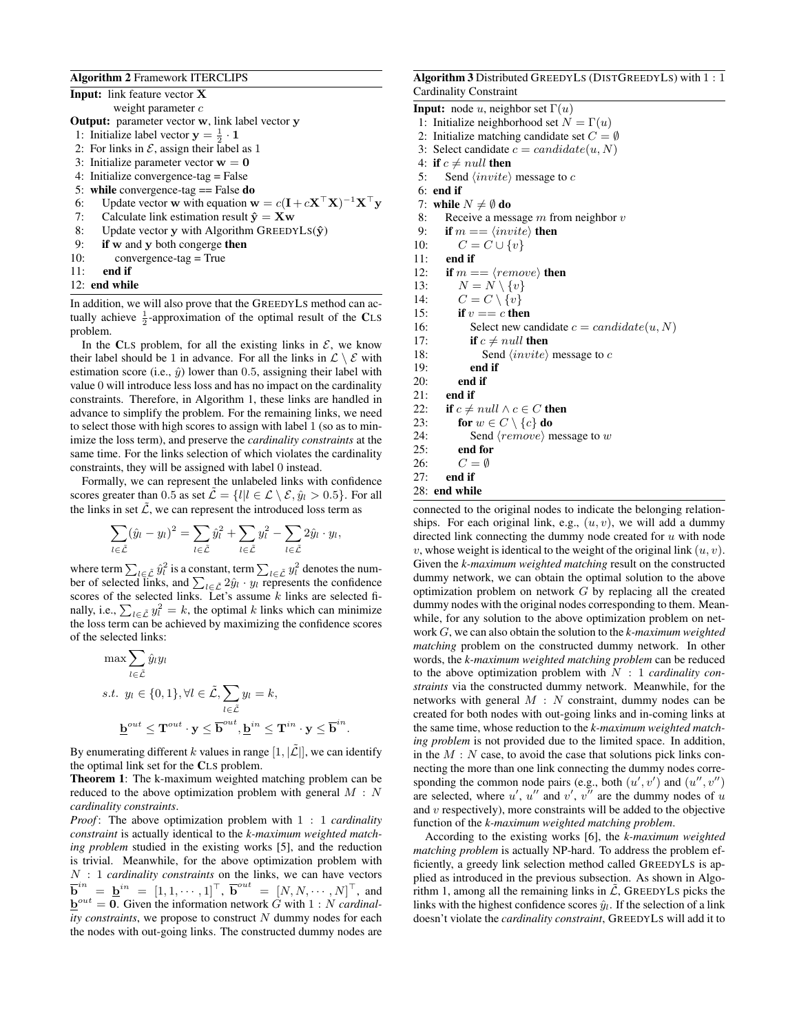**Algorithm 2** Framework ITERCLIPS

**Input:** link feature vector $\mathbf{X}$
weight parameter $c$

**Output:** parameter vector $\mathbf{w}$, link label vector $\mathbf{y}$

```
1: Initialize label vector y = 1/2 · 1
2: For links in E, assign their label as 1
3: Initialize parameter vector w = 0
4: Initialize convergence-tag = False
5: while convergence-tag == False do
6:     Update vector w with equation w = c(I + cX^T X)^{-1} X^T y
7:     Calculate link estimation result ŷ = Xw
8:     Update vector y with Algorithm GREEDYLS(ŷ)
9:     if w and y both congerge then
10:        convergence-tag = True
11:    end if
12: end while
```

In addition, we will also prove that the GREEDYLS method can actually achieve $\frac{1}{2}$-approximation of the optimal result of the **C**LS problem.

In the **C**LS problem, for all the existing links in $\mathcal{E}$, we know their label should be 1 in advance. For all the links in $\mathcal{L} \setminus \mathcal{E}$ with estimation score (i.e., $\hat{y}$) lower than $0.5$, assigning their label with value 0 will introduce less loss and has no impact on the cardinality constraints. Therefore, in Algorithm 1, these links are handled in advance to simplify the problem. For the remaining links, we need to select those with high scores to assign with label 1 (so as to minimize the loss term), and preserve the *cardinality constraints* at the same time. For the links selection of which violates the cardinality constraints, they will be assigned with label 0 instead.

Formally, we can represent the unlabeled links with confidence scores greater than $0.5$ as set $\tilde{\mathcal{L}} = \{l | l \in \mathcal{L} \setminus \mathcal{E}, \hat{y}_l > 0.5\}$. For all the links in set $\tilde{\mathcal{L}}$, we can represent the introduced loss term as

$$\sum_{l \in \tilde{\mathcal{L}}} (\hat{y}_l - y_l)^2 = \sum_{l \in \tilde{\mathcal{L}}} \hat{y}_l^2 + \sum_{l \in \tilde{\mathcal{L}}} y_l^2 - \sum_{l \in \tilde{\mathcal{L}}} 2\hat{y}_l \cdot y_l,$$

where term $\sum_{l \in \tilde{\mathcal{L}}} \hat{y}_l^2$ is a constant, term $\sum_{l \in \tilde{\mathcal{L}}} y_l^2$ denotes the number of selected links, and $\sum_{l \in \tilde{\mathcal{L}}} 2\hat{y}_l \cdot y_l$ represents the confidence scores of the selected links. Let's assume $k$ links are selected finally, i.e., $\sum_{l \in \tilde{\mathcal{L}}} y_l^2 = k$, the optimal $k$ links which can minimize the loss term can be achieved by maximizing the confidence scores of the selected links:

$$\begin{aligned}
&\max \sum_{l \in \tilde{\mathcal{L}}} \hat{y}_l y_l \\
&s.t. \;\; y_l \in \{0, 1\}, \forall l \in \tilde{\mathcal{L}}, \sum_{l \in \tilde{\mathcal{L}}} y_l = k, \\
&\qquad \underline{\mathbf{b}}^{out} \leq \mathbf{T}^{out} \cdot \mathbf{y} \leq \overline{\mathbf{b}}^{out}, \underline{\mathbf{b}}^{in} \leq \mathbf{T}^{in} \cdot \mathbf{y} \leq \overline{\mathbf{b}}^{in}.
\end{aligned}$$

By enumerating different $k$ values in range $[1, |\tilde{\mathcal{L}}|]$, we can identify the optimal link set for the **C**LS problem.

**Theorem 1**: The k-maximum weighted matching problem can be reduced to the above optimization problem with general $M : N$ *cardinality constraints*.

*Proof*: The above optimization problem with $1 : 1$ *cardinality constraint* is actually identical to the *k-maximum weighted matching problem* studied in the existing works [5], and the reduction is trivial. Meanwhile, for the above optimization problem with $N : 1$ *cardinality constraints* on the links, we can have vectors $\overline{\mathbf{b}}^{in} = \underline{\mathbf{b}}^{in} = [1, 1, \cdots, 1]^\top$, $\overline{\mathbf{b}}^{out} = [N, N, \cdots, N]^\top$, and $\underline{\mathbf{b}}^{out} = \mathbf{0}$. Given the information network $G$ with $1 : N$ *cardinality constraints*, we propose to construct $N$ dummy nodes for each the nodes with out-going links. The constructed dummy nodes are connected to the original nodes to indicate the belonging relationships. For each original link, e.g., $(u, v)$, we will add a dummy directed link connecting the dummy node created for $u$ with node $v$, whose weight is identical to the weight of the original link $(u, v)$. Given the *k-maximum weighted matching* result on the constructed dummy network, we can obtain the optimal solution to the above optimization problem on network $G$ by replacing all the created dummy nodes with the original nodes corresponding to them. Meanwhile, for any solution to the above optimization problem on network $G$, we can also obtain the solution to the *k-maximum weighted matching* problem on the constructed dummy network. In other words, the *k-maximum weighted matching problem* can be reduced to the above optimization problem with $N : 1$ *cardinality constraints* via the constructed dummy network. Meanwhile, for the networks with general $M : N$ constraint, dummy nodes can be created for both nodes with out-going links and in-coming links at the same time, whose reduction to the *k-maximum weighted matching problem* is not provided due to the limited space. In addition, in the $M : N$ case, to avoid the case that solutions pick links connecting the more than one link connecting the dummy nodes corresponding the common node pairs (e.g., both $(u', v')$ and $(u'', v'')$ are selected, where $u'$, $u''$ and $v'$, $v''$ are the dummy nodes of $u$ and $v$ respectively), more constraints will be added to the objective function of the *k-maximum weighted matching problem*.

According to the existing works [6], the *k-maximum weighted matching problem* is actually NP-hard. To address the problem efficiently, a greedy link selection method called GREEDYLS is applied as introduced in the previous subsection. As shown in Algorithm 1, among all the remaining links in $\tilde{\mathcal{L}}$, GREEDYLS picks the links with the highest confidence scores $\hat{y}_l$. If the selection of a link doesn't violate the *cardinality constraint*, GREEDYLS will add it to

**Algorithm 3** Distributed GREEDYLS (DISTGREEDYLS) with $1 : 1$ Cardinality Constraint

**Input:** node $u$, neighbor set $\Gamma(u)$

```
1: Initialize neighborhood set N = Γ(u)
2: Initialize matching candidate set C = ∅
3: Select candidate c = candidate(u, N)
4: if c ≠ null then
5:     Send ⟨invite⟩ message to c
6: end if
7: while N ≠ ∅ do
8:     Receive a message m from neighbor v
9:     if m == ⟨invite⟩ then
10:        C = C ∪ {v}
11:    end if
12:    if m == ⟨remove⟩ then
13:        N = N \ {v}
14:        C = C \ {v}
15:        if v == c then
16:            Select new candidate c = candidate(u, N)
17:            if c ≠ null then
18:                Send ⟨invite⟩ message to c
19:            end if
20:        end if
21:    end if
22:    if c ≠ null ∧ c ∈ C then
23:        for w ∈ C \ {c} do
24:            Send ⟨remove⟩ message to w
25:        end for
26:        C = ∅
27:    end if
28: end while
```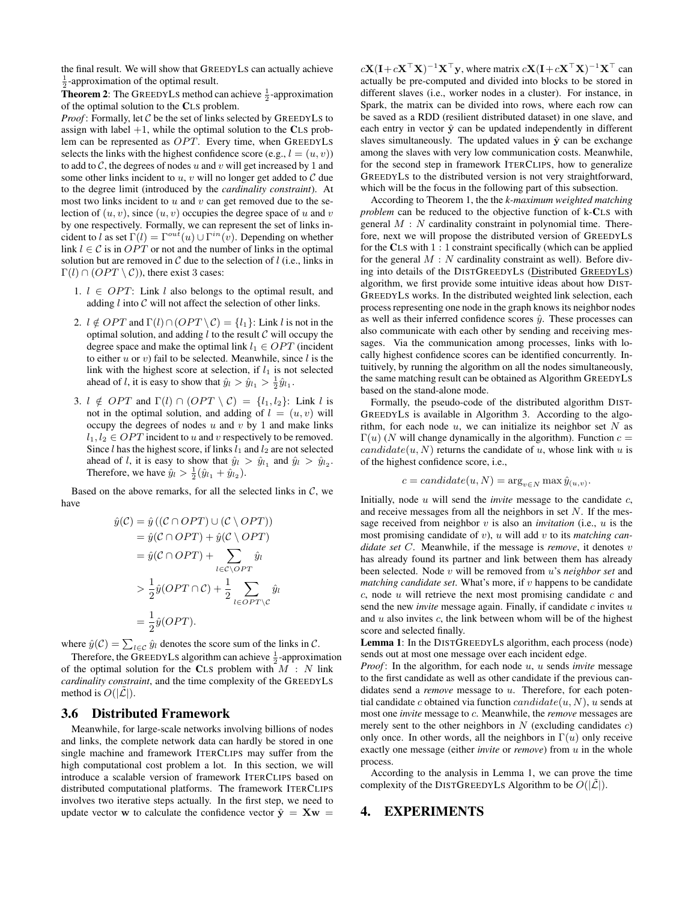the final result. We will show that GreedyLs can actually achieve $\frac{1}{2}$-approximation of the optimal result.

**Theorem 2**: The GreedyLs method can achieve $\frac{1}{2}$-approximation of the optimal solution to the **C**Ls problem.

*Proof*: Formally, let $\mathcal{C}$ be the set of links selected by GreedyLs to assign with label $+1$, while the optimal solution to the **C**Ls problem can be represented as $OPT$. Every time, when GreedyLs selects the links with the highest confidence score (e.g., $l = (u, v)$) to add to $\mathcal{C}$, the degrees of nodes $u$ and $v$ will get increased by 1 and some other links incident to $u$, $v$ will no longer get added to $\mathcal{C}$ due to the degree limit (introduced by the *cardinality constraint*). At most two links incident to $u$ and $v$ can get removed due to the selection of $(u, v)$, since $(u, v)$ occupies the degree space of $u$ and $v$ by one respectively. Formally, we can represent the set of links incident to $l$ as set $\Gamma(l) = \Gamma^{out}(u) \cup \Gamma^{in}(v)$. Depending on whether link $l \in \mathcal{C}$ is in $OPT$ or not and the number of links in the optimal solution but are removed in $\mathcal{C}$ due to the selection of $l$ (i.e., links in $\Gamma(l) \cap (OPT \setminus \mathcal{C})$), there exist 3 cases:

1. $l \in OPT$: Link $l$ also belongs to the optimal result, and adding $l$ into $\mathcal{C}$ will not affect the selection of other links.
2. $l \notin OPT$ and $\Gamma(l) \cap (OPT \setminus \mathcal{C}) = \{l_1\}$: Link $l$ is not in the optimal solution, and adding $l$ to the result $\mathcal{C}$ will occupy the degree space and make the optimal link $l_1 \in OPT$ (incident to either $u$ or $v$) fail to be selected. Meanwhile, since $l$ is the link with the highest score at selection, if $l_1$ is not selected ahead of $l$, it is easy to show that $\hat{y}_l > \hat{y}_{l_1} > \frac{1}{2}\hat{y}_{l_1}$.
3. $l \notin OPT$ and $\Gamma(l) \cap (OPT \setminus \mathcal{C}) = \{l_1, l_2\}$: Link $l$ is not in the optimal solution, and adding of $l = (u, v)$ will occupy the degrees of nodes $u$ and $v$ by 1 and make links $l_1, l_2 \in OPT$ incident to $u$ and $v$ respectively to be removed. Since $l$ has the highest score, if links $l_1$ and $l_2$ are not selected ahead of $l$, it is easy to show that $\hat{y}_l > \hat{y}_{l_1}$ and $\hat{y}_l > \hat{y}_{l_2}$. Therefore, we have $\hat{y}_l > \frac{1}{2}(\hat{y}_{l_1} + \hat{y}_{l_2})$.

Based on the above remarks, for all the selected links in $\mathcal{C}$, we have

$$
\begin{aligned}
\hat{y}(\mathcal{C}) &= \hat{y}\left((\mathcal{C} \cap OPT) \cup (\mathcal{C} \setminus OPT)\right) \\
&= \hat{y}(\mathcal{C} \cap OPT) + \hat{y}(\mathcal{C} \setminus OPT) \\
&= \hat{y}(\mathcal{C} \cap OPT) + \sum_{l \in \mathcal{C} \setminus OPT} \hat{y}_l \\
&> \frac{1}{2}\hat{y}(OPT \cap \mathcal{C}) + \frac{1}{2} \sum_{l \in OPT \setminus \mathcal{C}} \hat{y}_l \\
&= \frac{1}{2}\hat{y}(OPT).
\end{aligned}
$$

where $\hat{y}(\mathcal{C}) = \sum_{l \in \mathcal{C}} \hat{y}_l$ denotes the score sum of the links in $\mathcal{C}$.

Therefore, the GreedyLs algorithm can achieve $\frac{1}{2}$-approximation of the optimal solution for the **C**Ls problem with $M : N$ link *cardinality constraint*, and the time complexity of the GreedyLs method is $O(|\tilde{\mathcal{L}}|)$.

### 3.6 Distributed Framework

Meanwhile, for large-scale networks involving billions of nodes and links, the complete network data can hardly be stored in one single machine and framework IterClips may suffer from the high computational cost problem a lot. In this section, we will introduce a scalable version of framework IterClips based on distributed computational platforms. The framework IterClips involves two iterative steps actually. In the first step, we need to update vector $\mathbf{w}$ to calculate the confidence vector $\hat{\mathbf{y}} = \mathbf{X}\mathbf{w} = c\mathbf{X}(\mathbf{I} + c\mathbf{X}^\top\mathbf{X})^{-1}\mathbf{X}^\top\mathbf{y}$, where matrix $c\mathbf{X}(\mathbf{I} + c\mathbf{X}^\top\mathbf{X})^{-1}\mathbf{X}^\top$ can actually be pre-computed and divided into blocks to be stored in different slaves (i.e., worker nodes in a cluster). For instance, in Spark, the matrix can be divided into rows, where each row can be saved as a RDD (resilient distributed dataset) in one slave, and each entry in vector $\hat{\mathbf{y}}$ can be updated independently in different slaves simultaneously. The updated values in $\hat{\mathbf{y}}$ can be exchange among the slaves with very low communication costs. Meanwhile, for the second step in framework IterClips, how to generalize GreedyLs to the distributed version is not very straightforward, which will be the focus in the following part of this subsection.

According to Theorem 1, the the *k-maximum weighted matching problem* can be reduced to the objective function of k-**C**Ls with general $M : N$ cardinality constraint in polynomial time. Therefore, next we will propose the distributed version of GreedyLs for the **C**Ls with $1 : 1$ constraint specifically (which can be applied for the general $M : N$ cardinality constraint as well). Before diving into details of the DistGreedyLs (Distributed GreedyLs) algorithm, we first provide some intuitive ideas about how DistGreedyLs works. In the distributed weighted link selection, each process representing one node in the graph knows its neighbor nodes as well as their inferred confidence scores $\hat{y}$. These processes can also communicate with each other by sending and receiving messages. Via the communication among processes, links with locally highest confidence scores can be identified concurrently. Intuitively, by running the algorithm on all the nodes simultaneously, the same matching result can be obtained as Algorithm GreedyLs based on the stand-alone mode.

Formally, the pseudo-code of the distributed algorithm DistGreedyLs is available in Algorithm 3. According to the algorithm, for each node $u$, we can initialize its neighbor set $N$ as $\Gamma(u)$ ($N$ will change dynamically in the algorithm). Function $c = candidate(u, N)$ returns the candidate of $u$, whose link with $u$ is of the highest confidence score, i.e.,

$$
c = candidate(u, N) = \arg_{v \in N} \max \hat{y}_{(u,v)}.
$$

Initially, node $u$ will send the *invite* message to the candidate $c$, and receive messages from all the neighbors in set $N$. If the message received from neighbor $v$ is also an *invitation* (i.e., $u$ is the most promising candidate of $v$), $u$ will add $v$ to its *matching candidate set* $C$. Meanwhile, if the message is *remove*, it denotes $v$ has already found its partner and link between them has already been selected. Node $v$ will be removed from $u$'s *neighbor set* and *matching candidate set*. What's more, if $v$ happens to be candidate $c$, node $u$ will retrieve the next most promising candidate $c$ and send the new *invite* message again. Finally, if candidate $c$ invites $u$ and $u$ also invites $c$, the link between whom will be of the highest score and selected finally.

**Lemma 1**: In the DistGreedyLs algorithm, each process (node) sends out at most one message over each incident edge.

*Proof*: In the algorithm, for each node $u$, $u$ sends *invite* message to the first candidate as well as other candidate if the previous candidates send a *remove* message to $u$. Therefore, for each potential candidate $c$ obtained via function $candidate(u, N)$, $u$ sends at most one *invite* message to $c$. Meanwhile, the *remove* messages are merely sent to the other neighbors in $N$ (excluding candidates $c$) only once. In other words, all the neighbors in $\Gamma(u)$ only receive exactly one message (either *invite* or *remove*) from $u$ in the whole process.

According to the analysis in Lemma 1, we can prove the time complexity of the DistGreedyLs Algorithm to be $O(|\tilde{\mathcal{L}}|)$.

## 4. EXPERIMENTS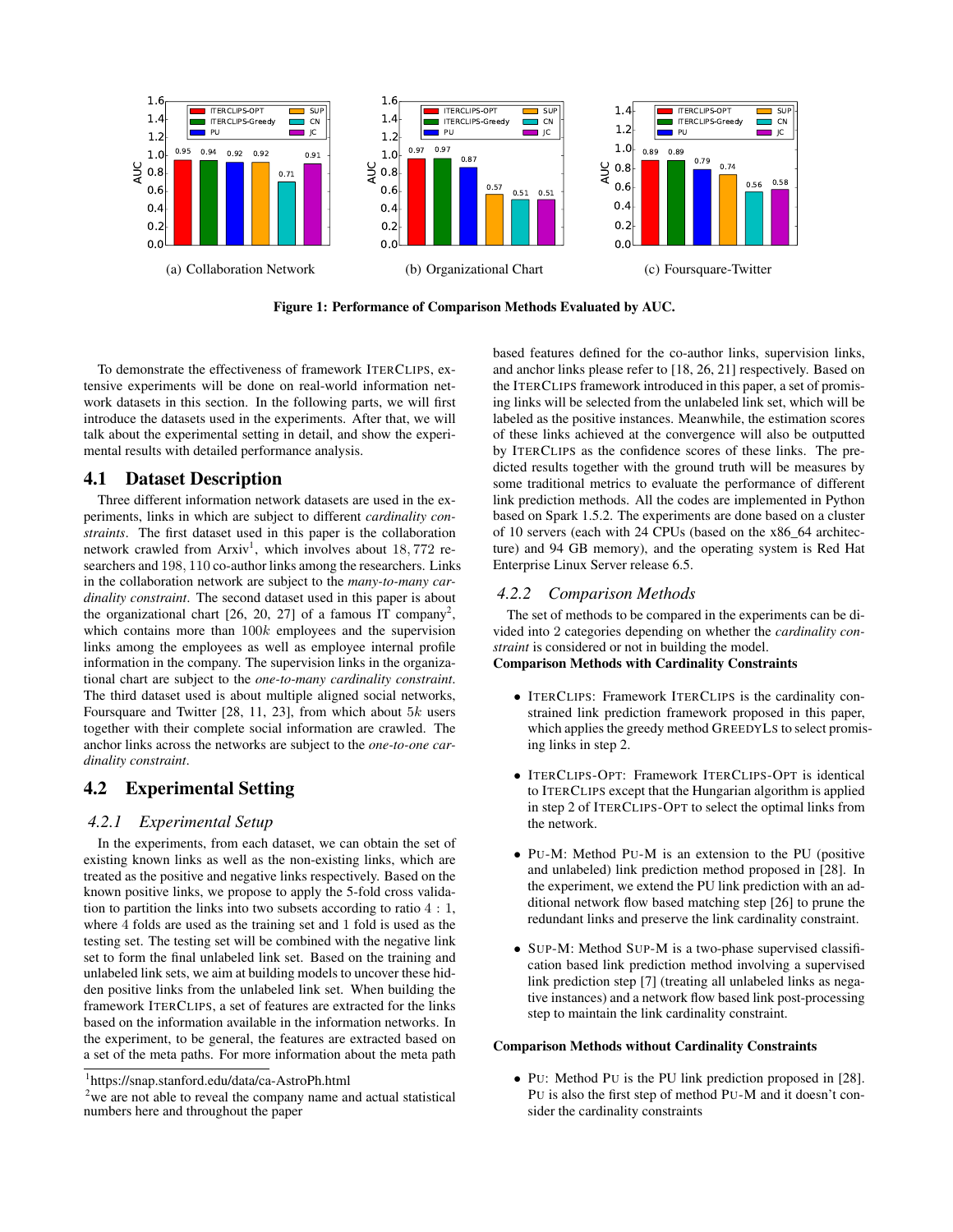Figure 1: Performance of Comparison Methods Evaluated by AUC.

(a) Collaboration Network

(b) Organizational Chart

(c) Foursquare-Twitter

To demonstrate the effectiveness of framework ITERCLIPS, extensive experiments will be done on real-world information network datasets in this section. In the following parts, we will first introduce the datasets used in the experiments. After that, we will talk about the experimental setting in detail, and show the experimental results with detailed performance analysis.

## 4.1 Dataset Description

Three different information network datasets are used in the experiments, links in which are subject to different *cardinality constraints*. The first dataset used in this paper is the collaboration network crawled from Arxiv[1], which involves about $18,772$ researchers and $198,110$ co-author links among the researchers. Links in the collaboration network are subject to the *many-to-many cardinality constraint*. The second dataset used in this paper is about the organizational chart [26, 20, 27] of a famous IT company[2], which contains more than $100k$ employees and the supervision links among the employees as well as employee internal profile information in the company. The supervision links in the organizational chart are subject to the *one-to-many cardinality constraint*. The third dataset used is about multiple aligned social networks, Foursquare and Twitter [28, 11, 23], from which about $5k$ users together with their complete social information are crawled. The anchor links across the networks are subject to the *one-to-one cardinality constraint*.

## 4.2 Experimental Setting

### 4.2.1 Experimental Setup

In the experiments, from each dataset, we can obtain the set of existing known links as well as the non-existing links, which are treated as the positive and negative links respectively. Based on the known positive links, we propose to apply the 5-fold cross validation to partition the links into two subsets according to ratio $4:1$, where $4$ folds are used as the training set and $1$ fold is used as the testing set. The testing set will be combined with the negative link set to form the final unlabeled link set. Based on the training and unlabeled link sets, we aim at building models to uncover these hidden positive links from the unlabeled link set. When building the framework ITERCLIPS, a set of features are extracted for the links based on the information available in the information networks. In the experiment, to be general, the features are extracted based on a set of the meta paths. For more information about the meta path based features defined for the co-author links, supervision links, and anchor links please refer to [18, 26, 21] respectively. Based on the ITERCLIPS framework introduced in this paper, a set of promising links will be selected from the unlabeled link set, which will be labeled as the positive instances. Meanwhile, the estimation scores of these links achieved at the convergence will also be outputted by ITERCLIPS as the confidence scores of these links. The predicted results together with the ground truth will be measures by some traditional metrics to evaluate the performance of different link prediction methods. All the codes are implemented in Python based on Spark 1.5.2. The experiments are done based on a cluster of 10 servers (each with 24 CPUs (based on the x86_64 architecture) and 94 GB memory), and the operating system is Red Hat Enterprise Linux Server release 6.5.

### 4.2.2 Comparison Methods

The set of methods to be compared in the experiments can be divided into 2 categories depending on whether the *cardinality constraint* is considered or not in building the model.

**Comparison Methods with Cardinality Constraints**

- ITERCLIPS: Framework ITERCLIPS is the cardinality constrained link prediction framework proposed in this paper, which applies the greedy method GREEDYLS to select promising links in step 2.
- ITERCLIPS-OPT: Framework ITERCLIPS-OPT is identical to ITERCLIPS except that the Hungarian algorithm is applied in step 2 of ITERCLIPS-OPT to select the optimal links from the network.
- PU-M: Method PU-M is an extension to the PU (positive and unlabeled) link prediction method proposed in [28]. In the experiment, we extend the PU link prediction with an additional network flow based matching step [26] to prune the redundant links and preserve the link cardinality constraint.
- SUP-M: Method SUP-M is a two-phase supervised classification based link prediction method involving a supervised link prediction step [7] (treating all unlabeled links as negative instances) and a network flow based link post-processing step to maintain the link cardinality constraint.

**Comparison Methods without Cardinality Constraints**

- PU: Method PU is the PU link prediction proposed in [28]. PU is also the first step of method PU-M and it doesn't consider the cardinality constraints

[1] https://snap.stanford.edu/data/ca-AstroPh.html

[2] we are not able to reveal the company name and actual statistical numbers here and throughout the paper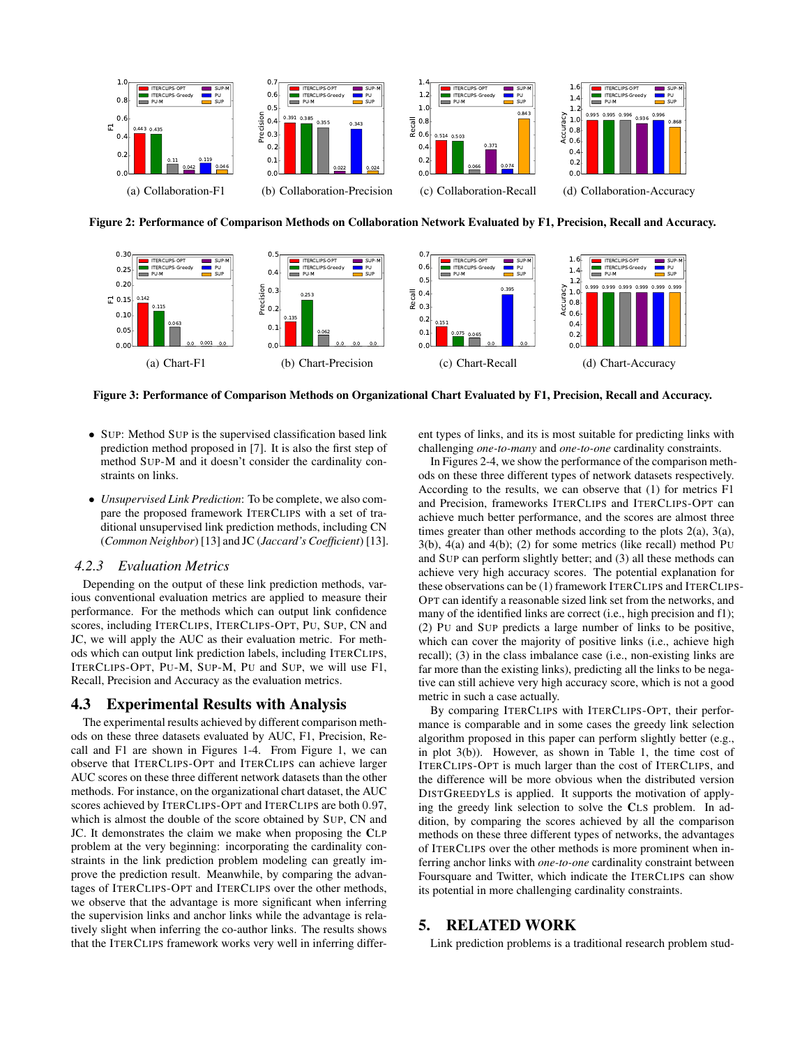(a) Collaboration-F1 (b) Collaboration-Precision (c) Collaboration-Recall (d) Collaboration-Accuracy

**Figure 2: Performance of Comparison Methods on Collaboration Network Evaluated by F1, Precision, Recall and Accuracy.**

(a) Chart-F1 (b) Chart-Precision (c) Chart-Recall (d) Chart-Accuracy

**Figure 3: Performance of Comparison Methods on Organizational Chart Evaluated by F1, Precision, Recall and Accuracy.**

- SUP: Method SUP is the supervised classification based link prediction method proposed in [7]. It is also the first step of method SUP-M and it doesn't consider the cardinality constraints on links.
- *Unsupervised Link Prediction*: To be complete, we also compare the proposed framework ITERCLIPS with a set of traditional unsupervised link prediction methods, including CN (*Common Neighbor*) [13] and JC (*Jaccard's Coefficient*) [13].

### 4.2.3 Evaluation Metrics

Depending on the output of these link prediction methods, various conventional evaluation metrics are applied to measure their performance. For the methods which can output link confidence scores, including ITERCLIPS, ITERCLIPS-OPT, PU, SUP, CN and JC, we will apply the AUC as their evaluation metric. For methods which can output link prediction labels, including ITERCLIPS, ITERCLIPS-OPT, PU-M, SUP-M, PU and SUP, we will use F1, Recall, Precision and Accuracy as the evaluation metrics.

## 4.3 Experimental Results with Analysis

The experimental results achieved by different comparison methods on these three datasets evaluated by AUC, F1, Precision, Recall and F1 are shown in Figures 1-4. From Figure 1, we can observe that ITERCLIPS-OPT and ITERCLIPS can achieve larger AUC scores on these three different network datasets than the other methods. For instance, on the organizational chart dataset, the AUC scores achieved by ITERCLIPS-OPT and ITERCLIPS are both 0.97, which is almost the double of the score obtained by SUP, CN and JC. It demonstrates the claim we make when proposing the CLP problem at the very beginning: incorporating the cardinality constraints in the link prediction problem modeling can greatly improve the prediction result. Meanwhile, by comparing the advantages of ITERCLIPS-OPT and ITERCLIPS over the other methods, we observe that the advantage is more significant when inferring the supervision links and anchor links while the advantage is relatively slight when inferring the co-author links. The results shows that the ITERCLIPS framework works very well in inferring different types of links, and its is most suitable for predicting links with challenging *one-to-many* and *one-to-one* cardinality constraints.

In Figures 2-4, we show the performance of the comparison methods on these three different types of network datasets respectively. According to the results, we can observe that (1) for metrics F1 and Precision, frameworks ITERCLIPS and ITERCLIPS-OPT can achieve much better performance, and the scores are almost three times greater than other methods according to the plots 2(a), 3(a), 3(b), 4(a) and 4(b); (2) for some metrics (like recall) method PU and SUP can perform slightly better; and (3) all these methods can achieve very high accuracy scores. The potential explanation for these observations can be (1) framework ITERCLIPS and ITERCLIPS-OPT can identify a reasonable sized link set from the networks, and many of the identified links are correct (i.e., high precision and f1); (2) PU and SUP predicts a large number of links to be positive, which can cover the majority of positive links (i.e., achieve high recall); (3) in the class imbalance case (i.e., non-existing links are far more than the existing links), predicting all the links to be negative can still achieve very high accuracy score, which is not a good metric in such a case actually.

By comparing ITERCLIPS with ITERCLIPS-OPT, their performance is comparable and in some cases the greedy link selection algorithm proposed in this paper can perform slightly better (e.g., in plot 3(b)). However, as shown in Table 1, the time cost of ITERCLIPS-OPT is much larger than the cost of ITERCLIPS, and the difference will be more obvious when the distributed version DISTGREEDYLS is applied. It supports the motivation of applying the greedy link selection to solve the CLS problem. In addition, by comparing the scores achieved by all the comparison methods on these three different types of networks, the advantages of ITERCLIPS over the other methods is more prominent when inferring anchor links with *one-to-one* cardinality constraint between Foursquare and Twitter, which indicate the ITERCLIPS can show its potential in more challenging cardinality constraints.

# 5. RELATED WORK

Link prediction problems is a traditional research problem stud-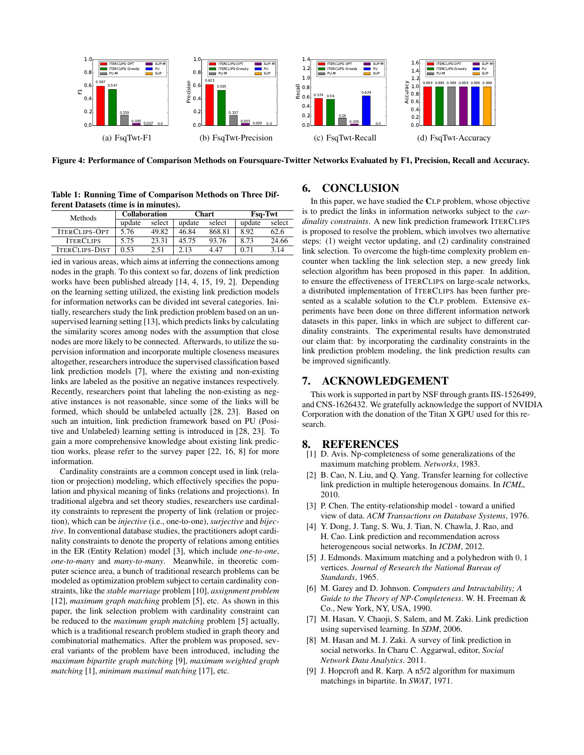(a) FsqTwt-F1 (b) FsqTwt-Precision (c) FsqTwt-Recall (d) FsqTwt-Accuracy

**Figure 4: Performance of Comparison Methods on Foursquare-Twitter Networks Evaluated by F1, Precision, Recall and Accuracy.**

**Table 1: Running Time of Comparison Methods on Three Different Datasets (time is in minutes).**

| Methods | Collaboration | | Chart | | Fsq-Twt | |
|---|---|---|---|---|---|---|
| | update | select | update | select | update | select |
| ITERCLIPS-OPT | 5.76 | 49.82 | 46.84 | 868.81 | 8.92 | 62.6 |
| ITERCLIPS | 5.75 | 23.31 | 45.75 | 93.76 | 8.73 | 24.66 |
| ITERCLIPS-DIST | 0.53 | 2.51 | 2.13 | 4.47 | 0.71 | 3.14 |

ied in various areas, which aims at inferring the connections among nodes in the graph. To this context so far, dozens of link prediction works have been published already [14, 4, 15, 19, 2]. Depending on the learning setting utilized, the existing link prediction models for information networks can be divided int several categories. Initially, researchers study the link prediction problem based on an unsupervised learning setting [13], which predicts links by calculating the similarity scores among nodes with the assumption that close nodes are more likely to be connected. Afterwards, to utilize the supervision information and incorporate multiple closeness measures altogether, researchers introduce the supervised classification based link prediction models [7], where the existing and non-existing links are labeled as the positive an negative instances respectively. Recently, researchers point that labeling the non-existing as negative instances is not reasonable, since some of the links will be formed, which should be unlabeled actually [28, 23]. Based on such an intuition, link prediction framework based on PU (Positive and Unlabeled) learning setting is introduced in [28, 23]. To gain a more comprehensive knowledge about existing link prediction works, please refer to the survey paper [22, 16, 8] for more information.

Cardinality constraints are a common concept used in link (relation or projection) modeling, which effectively specifies the population and physical meaning of links (relations and projections). In traditional algebra and set theory studies, researchers use cardinality constraints to represent the property of link (relation or projection), which can be *injective* (i.e., one-to-one), *surjective* and *bijective*. In conventional database studies, the practitioners adopt cardinality constraints to denote the property of relations among entities in the ER (Entity Relation) model [3], which include *one-to-one*, *one-to-many* and *many-to-many*. Meanwhile, in theoretic computer science area, a bunch of traditional research problems can be modeled as optimization problem subject to certain cardinality constraints, like the *stable marriage* problem [10], *assignment problem* [12], *maximum graph matching* problem [5], etc. As shown in this paper, the link selection problem with cardinality constraint can be reduced to the *maximum graph matching* problem [5] actually, which is a traditional research problem studied in graph theory and combinatorial mathematics. After the problem was proposed, several variants of the problem have been introduced, including the *maximum bipartite graph matching* [9], *maximum weighted graph matching* [1], *minimum maximal matching* [17], etc.

## 6. CONCLUSION

In this paper, we have studied the CLP problem, whose objective is to predict the links in information networks subject to the *cardinality constraints*. A new link prediction framework ITERCLIPS is proposed to resolve the problem, which involves two alternative steps: (1) weight vector updating, and (2) cardinality constrained link selection. To overcome the high-time complexity problem encounter when tackling the link selection step, a new greedy link selection algorithm has been proposed in this paper. In addition, to ensure the effectiveness of ITERCLIPS on large-scale networks, a distributed implementation of ITERCLIPS has been further presented as a scalable solution to the CLP problem. Extensive experiments have been done on three different information network datasets in this paper, links in which are subject to different cardinality constraints. The experimental results have demonstrated our claim that: by incorporating the cardinality constraints in the link prediction problem modeling, the link prediction results can be improved significantly.

## 7. ACKNOWLEDGEMENT

This work is supported in part by NSF through grants IIS-1526499, and CNS-1626432. We gratefully acknowledge the support of NVIDIA Corporation with the donation of the Titan X GPU used for this research.

## 8. REFERENCES

[1] D. Avis. Np-completeness of some generalizations of the maximum matching problem. *Networks*, 1983.

[2] B. Cao, N. Liu, and Q. Yang. Transfer learning for collective link prediction in multiple heterogenous domains. In *ICML*, 2010.

[3] P. Chen. The entity-relationship model - toward a unified view of data. *ACM Transactions on Database Systems*, 1976.

[4] Y. Dong, J. Tang, S. Wu, J. Tian, N. Chawla, J. Rao, and H. Cao. Link prediction and recommendation across heterogeneous social networks. In *ICDM*, 2012.

[5] J. Edmonds. Maximum matching and a polyhedron with $0, 1$ vertices. *Journal of Research the National Bureau of Standards*, 1965.

[6] M. Garey and D. Johnson. *Computers and Intractability; A Guide to the Theory of NP-Completeness*. W. H. Freeman & Co., New York, NY, USA, 1990.

[7] M. Hasan, V. Chaoji, S. Salem, and M. Zaki. Link prediction using supervised learning. In *SDM*, 2006.

[8] M. Hasan and M. J. Zaki. A survey of link prediction in social networks. In Charu C. Aggarwal, editor, *Social Network Data Analytics*. 2011.

[9] J. Hopcroft and R. Karp. A n5/2 algorithm for maximum matchings in bipartite. In *SWAT*, 1971.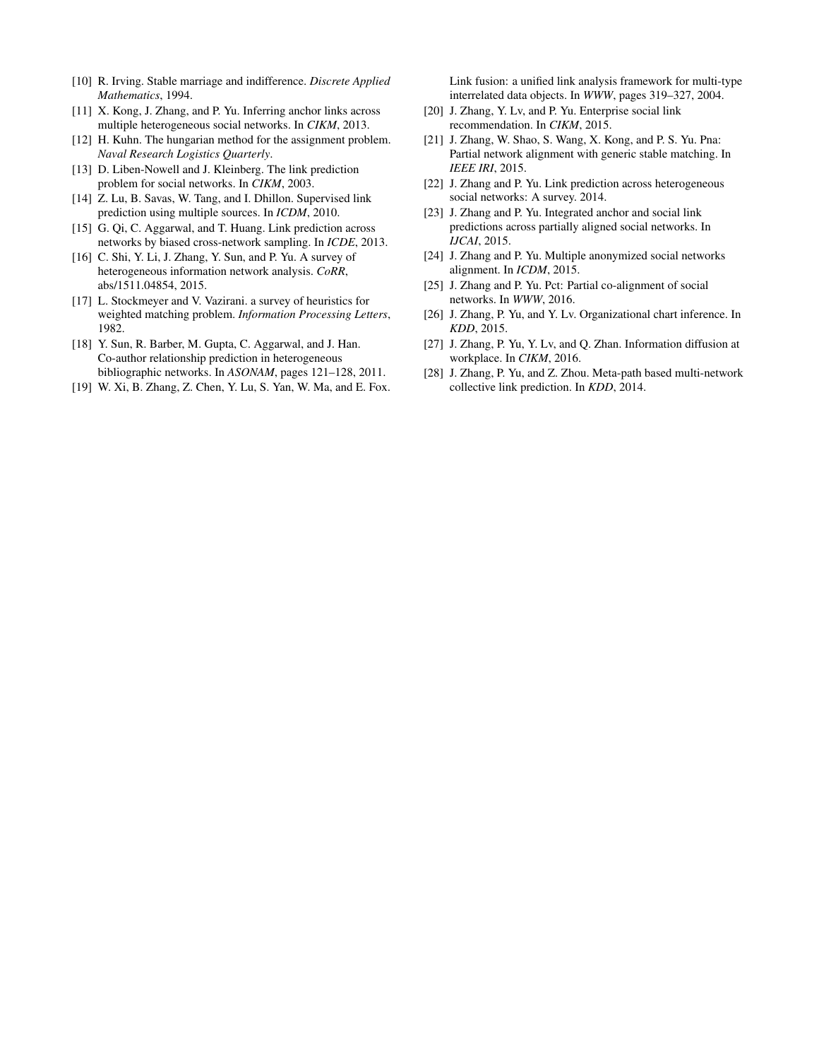[10] R. Irving. Stable marriage and indifference. *Discrete Applied Mathematics*, 1994.

[11] X. Kong, J. Zhang, and P. Yu. Inferring anchor links across multiple heterogeneous social networks. In *CIKM*, 2013.

[12] H. Kuhn. The hungarian method for the assignment problem. *Naval Research Logistics Quarterly*.

[13] D. Liben-Nowell and J. Kleinberg. The link prediction problem for social networks. In *CIKM*, 2003.

[14] Z. Lu, B. Savas, W. Tang, and I. Dhillon. Supervised link prediction using multiple sources. In *ICDM*, 2010.

[15] G. Qi, C. Aggarwal, and T. Huang. Link prediction across networks by biased cross-network sampling. In *ICDE*, 2013.

[16] C. Shi, Y. Li, J. Zhang, Y. Sun, and P. Yu. A survey of heterogeneous information network analysis. *CoRR*, abs/1511.04854, 2015.

[17] L. Stockmeyer and V. Vazirani. a survey of heuristics for weighted matching problem. *Information Processing Letters*, 1982.

[18] Y. Sun, R. Barber, M. Gupta, C. Aggarwal, and J. Han. Co-author relationship prediction in heterogeneous bibliographic networks. In *ASONAM*, pages 121–128, 2011.

[19] W. Xi, B. Zhang, Z. Chen, Y. Lu, S. Yan, W. Ma, and E. Fox. Link fusion: a unified link analysis framework for multi-type interrelated data objects. In *WWW*, pages 319–327, 2004.

[20] J. Zhang, Y. Lv, and P. Yu. Enterprise social link recommendation. In *CIKM*, 2015.

[21] J. Zhang, W. Shao, S. Wang, X. Kong, and P. S. Yu. Pna: Partial network alignment with generic stable matching. In *IEEE IRI*, 2015.

[22] J. Zhang and P. Yu. Link prediction across heterogeneous social networks: A survey. 2014.

[23] J. Zhang and P. Yu. Integrated anchor and social link predictions across partially aligned social networks. In *IJCAI*, 2015.

[24] J. Zhang and P. Yu. Multiple anonymized social networks alignment. In *ICDM*, 2015.

[25] J. Zhang and P. Yu. Pct: Partial co-alignment of social networks. In *WWW*, 2016.

[26] J. Zhang, P. Yu, and Y. Lv. Organizational chart inference. In *KDD*, 2015.

[27] J. Zhang, P. Yu, Y. Lv, and Q. Zhan. Information diffusion at workplace. In *CIKM*, 2016.

[28] J. Zhang, P. Yu, and Z. Zhou. Meta-path based multi-network collective link prediction. In *KDD*, 2014.